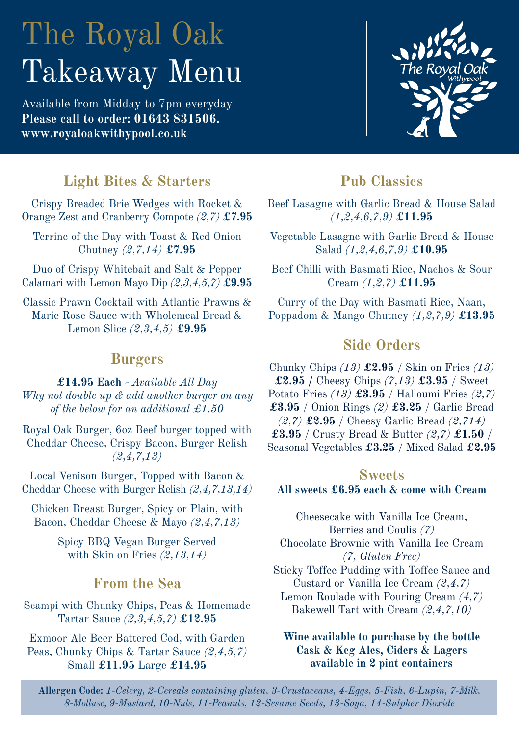# The Royal Oak
# Takeaway Menu

Available from Midday to 7pm everyday
**Please call to order: 01643 831506.**
**www.royaloakwithypool.co.uk**

## Light Bites & Starters

Crispy Breaded Brie Wedges with Rocket & Orange Zest and Cranberry Compote *(2,7)* **£7.95**

Terrine of the Day with Toast & Red Onion Chutney *(2,7,14)* **£7.95**

Duo of Crispy Whitebait and Salt & Pepper Calamari with Lemon Mayo Dip *(2,3,4,5,7)* **£9.95**

Classic Prawn Cocktail with Atlantic Prawns & Marie Rose Sauce with Wholemeal Bread & Lemon Slice *(2,3,4,5)* **£9.95**

## Burgers

**£14.95 Each** - *Available All Day*
*Why not double up & add another burger on any of the below for an additional £1.50*

Royal Oak Burger, 6oz Beef burger topped with Cheddar Cheese, Crispy Bacon, Burger Relish *(2,4,7,13)*

Local Venison Burger, Topped with Bacon & Cheddar Cheese with Burger Relish *(2,4,7,13,14)*

Chicken Breast Burger, Spicy or Plain, with Bacon, Cheddar Cheese & Mayo *(2,4,7,13)*

Spicy BBQ Vegan Burger Served with Skin on Fries *(2,13,14)*

## From the Sea

Scampi with Chunky Chips, Peas & Homemade Tartar Sauce *(2,3,4,5,7)* **£12.95**

Exmoor Ale Beer Battered Cod, with Garden Peas, Chunky Chips & Tartar Sauce *(2,4,5,7)* Small **£11.95** Large **£14.95**

## Pub Classics

Beef Lasagne with Garlic Bread & House Salad *(1,2,4,6,7,9)* **£11.95**

Vegetable Lasagne with Garlic Bread & House Salad *(1,2,4,6,7,9)* **£10.95**

Beef Chilli with Basmati Rice, Nachos & Sour Cream *(1,2,7)* **£11.95**

Curry of the Day with Basmati Rice, Naan, Poppadom & Mango Chutney *(1,2,7,9)* **£13.95**

## Side Orders

Chunky Chips *(13)* **£2.95** / Skin on Fries *(13)* **£2.95 /** Cheesy Chips *(7,13)* **£3.95** / Sweet Potato Fries *(13)* **£3.95** / Halloumi Fries *(2,7)* **£3.95** / Onion Rings *(2)* **£3.25** / Garlic Bread *(2,7)* **£2.95** / Cheesy Garlic Bread *(2,714)* **£3.95** / Crusty Bread & Butter *(2,7)* **£1.50** / Seasonal Vegetables **£3.25** / Mixed Salad **£2.95**

## Sweets

**All sweets £6.95 each & come with Cream**

Cheesecake with Vanilla Ice Cream, Berries and Coulis *(7)*
Chocolate Brownie with Vanilla Ice Cream *(7, Gluten Free)*
Sticky Toffee Pudding with Toffee Sauce and Custard or Vanilla Ice Cream *(2,4,7)*
Lemon Roulade with Pouring Cream *(4,7)*
Bakewell Tart with Cream *(2,4,7,10)*

**Wine available to purchase by the bottle**
**Cask & Keg Ales, Ciders & Lagers available in 2 pint containers**

**Allergen Code:** *1-Celery, 2-Cereals containing gluten, 3-Crustaceans, 4-Eggs, 5-Fish, 6-Lupin, 7-Milk, 8-Mollusc, 9-Mustard, 10-Nuts, 11-Peanuts, 12-Sesame Seeds, 13-Soya, 14-Sulpher Dioxide*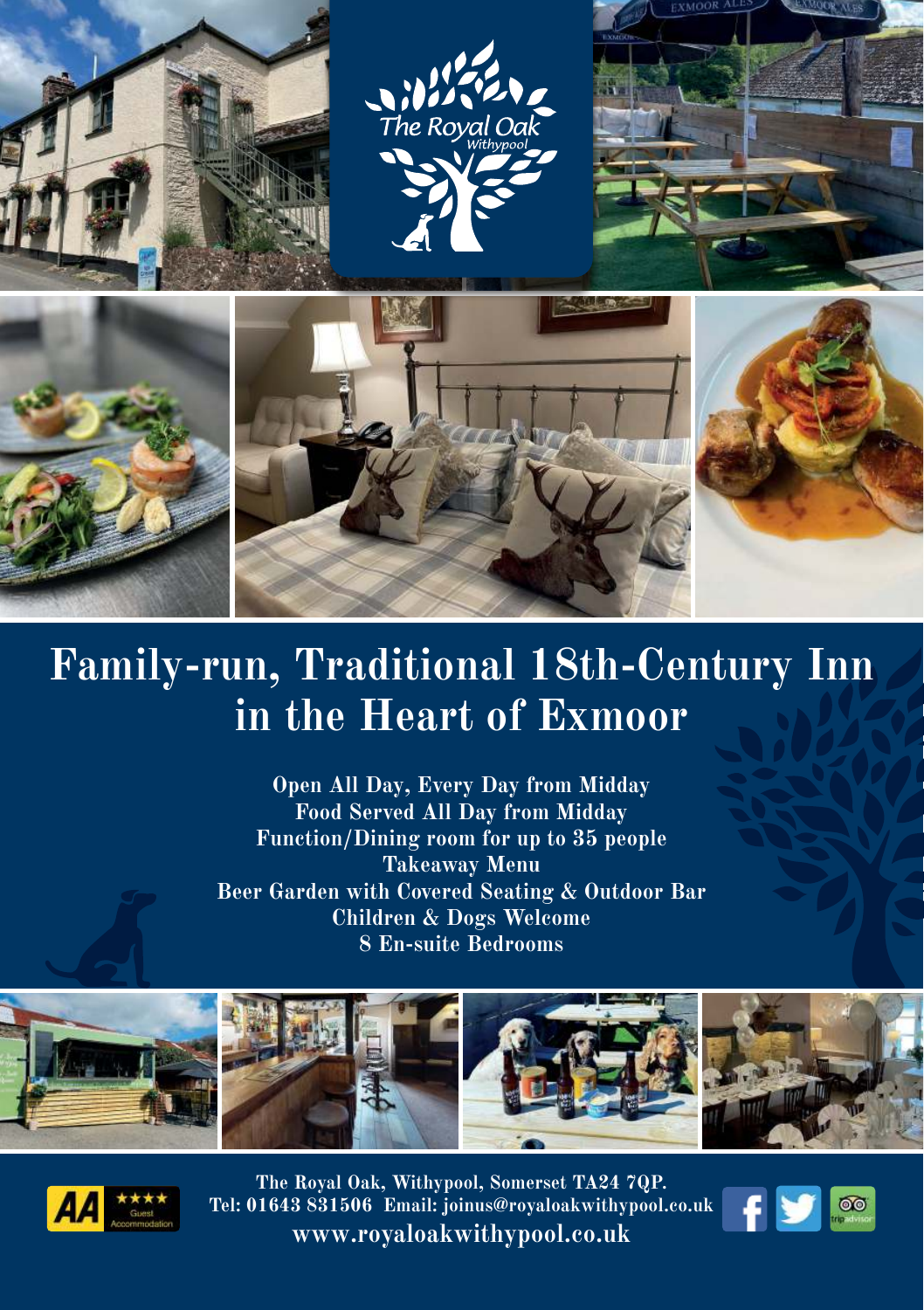# Family-run, Traditional 18th-Century Inn in the Heart of Exmoor

**Open All Day, Every Day from Midday**
**Food Served All Day from Midday**
**Function/Dining room for up to 35 people**
**Takeaway Menu**
**Beer Garden with Covered Seating & Outdoor Bar**
**Children & Dogs Welcome**
**8 En-suite Bedrooms**

**The Royal Oak, Withypool, Somerset TA24 7QP.**
**Tel: 01643 831506 Email: joinus@royaloakwithypool.co.uk**
**www.royaloakwithypool.co.uk**